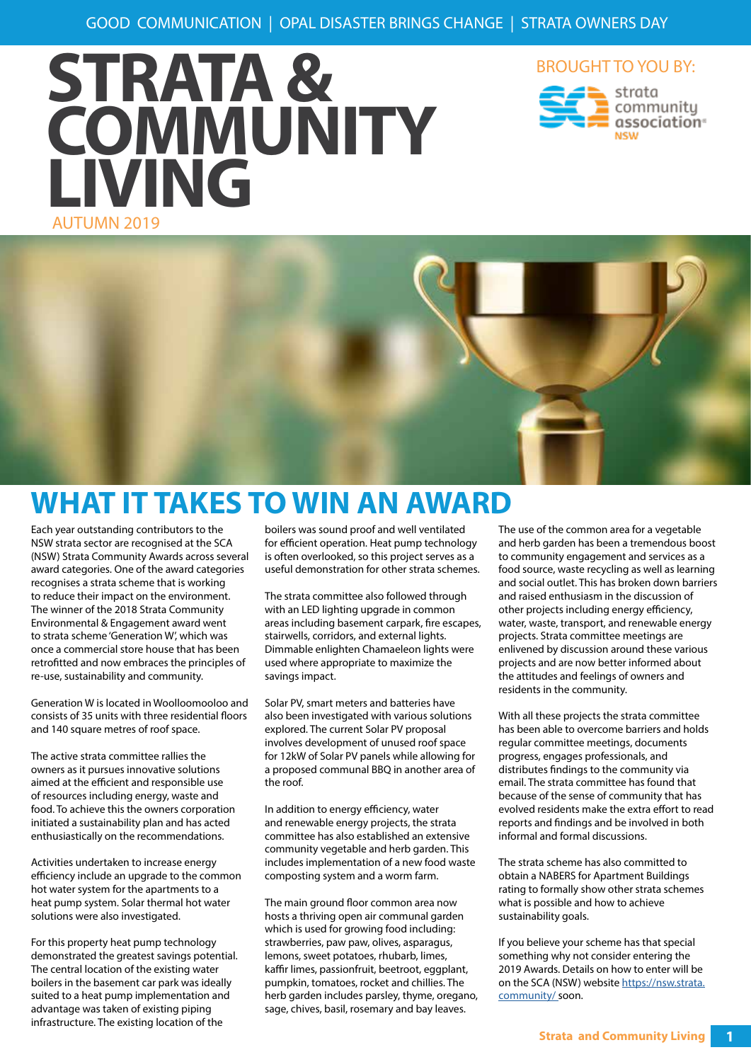GOOD COMMUNICATION | OPAL DISASTER BRINGS CHANGE | STRATA OWNERS DAY

# STRATA & COMMUNITY LIVING

AUTUMN 2019

BROUGHT TO YOU BY: strata community association NSW

## WHAT IT TAKES TO WIN AN AWARD

Each year outstanding contributors to the NSW strata sector are recognised at the SCA (NSW) Strata Community Awards across several award categories. One of the award categories recognises a strata scheme that is working to reduce their impact on the environment. The winner of the 2018 Strata Community Environmental & Engagement award went to strata scheme 'Generation W', which was once a commercial store house that has been retrofitted and now embraces the principles of re-use, sustainability and community.

Generation W is located in Woolloomooloo and consists of 35 units with three residential floors and 140 square metres of roof space.

The active strata committee rallies the owners as it pursues innovative solutions aimed at the efficient and responsible use of resources including energy, waste and food. To achieve this the owners corporation initiated a sustainability plan and has acted enthusiastically on the recommendations.

Activities undertaken to increase energy efficiency include an upgrade to the common hot water system for the apartments to a heat pump system. Solar thermal hot water solutions were also investigated.

For this property heat pump technology demonstrated the greatest savings potential. The central location of the existing water boilers in the basement car park was ideally suited to a heat pump implementation and advantage was taken of existing piping infrastructure. The existing location of the boilers was sound proof and well ventilated for efficient operation. Heat pump technology is often overlooked, so this project serves as a useful demonstration for other strata schemes.

The strata committee also followed through with an LED lighting upgrade in common areas including basement carpark, fire escapes, stairwells, corridors, and external lights. Dimmable enlighten Chamaeleon lights were used where appropriate to maximize the savings impact.

Solar PV, smart meters and batteries have also been investigated with various solutions explored. The current Solar PV proposal involves development of unused roof space for 12kW of Solar PV panels while allowing for a proposed communal BBQ in another area of the roof.

In addition to energy efficiency, water and renewable energy projects, the strata committee has also established an extensive community vegetable and herb garden. This includes implementation of a new food waste composting system and a worm farm.

The main ground floor common area now hosts a thriving open air communal garden which is used for growing food including: strawberries, paw paw, olives, asparagus, lemons, sweet potatoes, rhubarb, limes, kaffir limes, passionfruit, beetroot, eggplant, pumpkin, tomatoes, rocket and chillies. The herb garden includes parsley, thyme, oregano, sage, chives, basil, rosemary and bay leaves.

The use of the common area for a vegetable and herb garden has been a tremendous boost to community engagement and services as a food source, waste recycling as well as learning and social outlet. This has broken down barriers and raised enthusiasm in the discussion of other projects including energy efficiency, water, waste, transport, and renewable energy projects. Strata committee meetings are enlivened by discussion around these various projects and are now better informed about the attitudes and feelings of owners and residents in the community.

With all these projects the strata committee has been able to overcome barriers and holds regular committee meetings, documents progress, engages professionals, and distributes findings to the community via email. The strata committee has found that because of the sense of community that has evolved residents make the extra effort to read reports and findings and be involved in both informal and formal discussions.

The strata scheme has also committed to obtain a NABERS for Apartment Buildings rating to formally show other strata schemes what is possible and how to achieve sustainability goals.

If you believe your scheme has that special something why not consider entering the 2019 Awards. Details on how to enter will be on the SCA (NSW) website https://nsw.strata.community/ soon.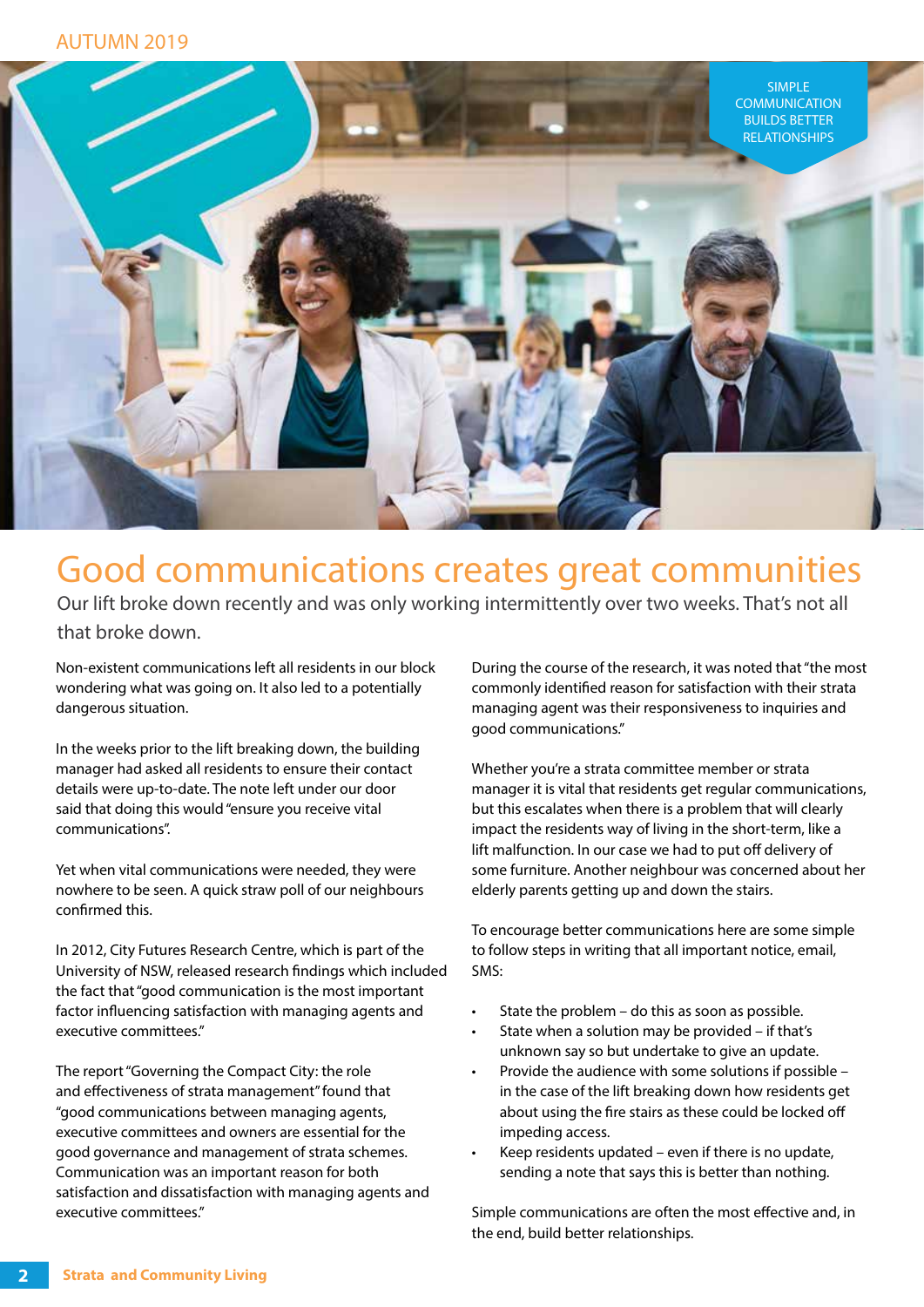SIMPLE COMMUNICATION BUILDS BETTER RELATIONSHIPS

# Good communications creates great communities

Our lift broke down recently and was only working intermittently over two weeks. That's not all that broke down.

Non-existent communications left all residents in our block wondering what was going on. It also led to a potentially dangerous situation.

In the weeks prior to the lift breaking down, the building manager had asked all residents to ensure their contact details were up-to-date. The note left under our door said that doing this would "ensure you receive vital communications".

Yet when vital communications were needed, they were nowhere to be seen. A quick straw poll of our neighbours confirmed this.

In 2012, City Futures Research Centre, which is part of the University of NSW, released research findings which included the fact that "good communication is the most important factor influencing satisfaction with managing agents and executive committees."

The report "Governing the Compact City: the role and effectiveness of strata management" found that "good communications between managing agents, executive committees and owners are essential for the good governance and management of strata schemes. Communication was an important reason for both satisfaction and dissatisfaction with managing agents and executive committees."

During the course of the research, it was noted that "the most commonly identified reason for satisfaction with their strata managing agent was their responsiveness to inquiries and good communications."

Whether you're a strata committee member or strata manager it is vital that residents get regular communications, but this escalates when there is a problem that will clearly impact the residents way of living in the short-term, like a lift malfunction. In our case we had to put off delivery of some furniture. Another neighbour was concerned about her elderly parents getting up and down the stairs.

To encourage better communications here are some simple to follow steps in writing that all important notice, email, SMS:

- State the problem – do this as soon as possible.
- State when a solution may be provided – if that's unknown say so but undertake to give an update.
- Provide the audience with some solutions if possible – in the case of the lift breaking down how residents get about using the fire stairs as these could be locked off impeding access.
- Keep residents updated – even if there is no update, sending a note that says this is better than nothing.

Simple communications are often the most effective and, in the end, build better relationships.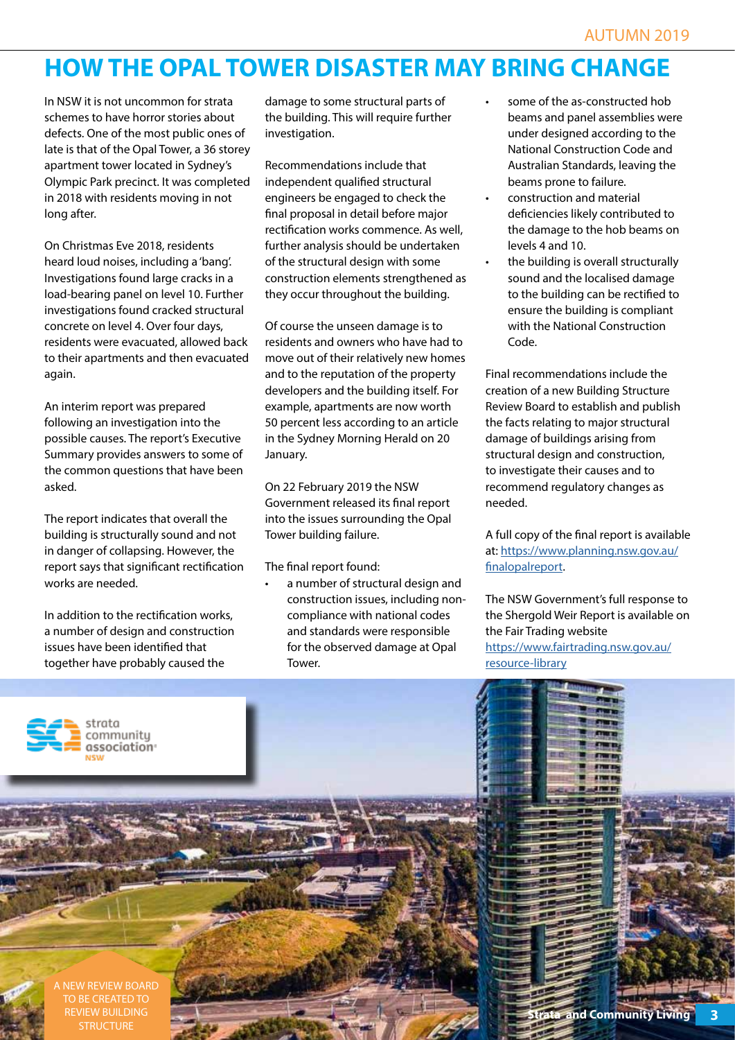# HOW THE OPAL TOWER DISASTER MAY BRING CHANGE

In NSW it is not uncommon for strata schemes to have horror stories about defects. One of the most public ones of late is that of the Opal Tower, a 36 storey apartment tower located in Sydney's Olympic Park precinct. It was completed in 2018 with residents moving in not long after.

On Christmas Eve 2018, residents heard loud noises, including a 'bang'. Investigations found large cracks in a load-bearing panel on level 10. Further investigations found cracked structural concrete on level 4. Over four days, residents were evacuated, allowed back to their apartments and then evacuated again.

An interim report was prepared following an investigation into the possible causes. The report's Executive Summary provides answers to some of the common questions that have been asked.

The report indicates that overall the building is structurally sound and not in danger of collapsing. However, the report says that significant rectification works are needed.

In addition to the rectification works, a number of design and construction issues have been identified that together have probably caused the damage to some structural parts of the building. This will require further investigation.

Recommendations include that independent qualified structural engineers be engaged to check the final proposal in detail before major rectification works commence. As well, further analysis should be undertaken of the structural design with some construction elements strengthened as they occur throughout the building.

Of course the unseen damage is to residents and owners who have had to move out of their relatively new homes and to the reputation of the property developers and the building itself. For example, apartments are now worth 50 percent less according to an article in the Sydney Morning Herald on 20 January.

On 22 February 2019 the NSW Government released its final report into the issues surrounding the Opal Tower building failure.

The final report found:

- a number of structural design and construction issues, including non-compliance with national codes and standards were responsible for the observed damage at Opal Tower.
- some of the as-constructed hob beams and panel assemblies were under designed according to the National Construction Code and Australian Standards, leaving the beams prone to failure.
- construction and material deficiencies likely contributed to the damage to the hob beams on levels 4 and 10.
- the building is overall structurally sound and the localised damage to the building can be rectified to ensure the building is compliant with the National Construction Code.

Final recommendations include the creation of a new Building Structure Review Board to establish and publish the facts relating to major structural damage of buildings arising from structural design and construction, to investigate their causes and to recommend regulatory changes as needed.

A full copy of the final report is available at: https://www.planning.nsw.gov.au/finalopalreport.

The NSW Government's full response to the Shergold Weir Report is available on the Fair Trading website https://www.fairtrading.nsw.gov.au/resource-library

A NEW REVIEW BOARD TO BE CREATED TO REVIEW BUILDING STRUCTURE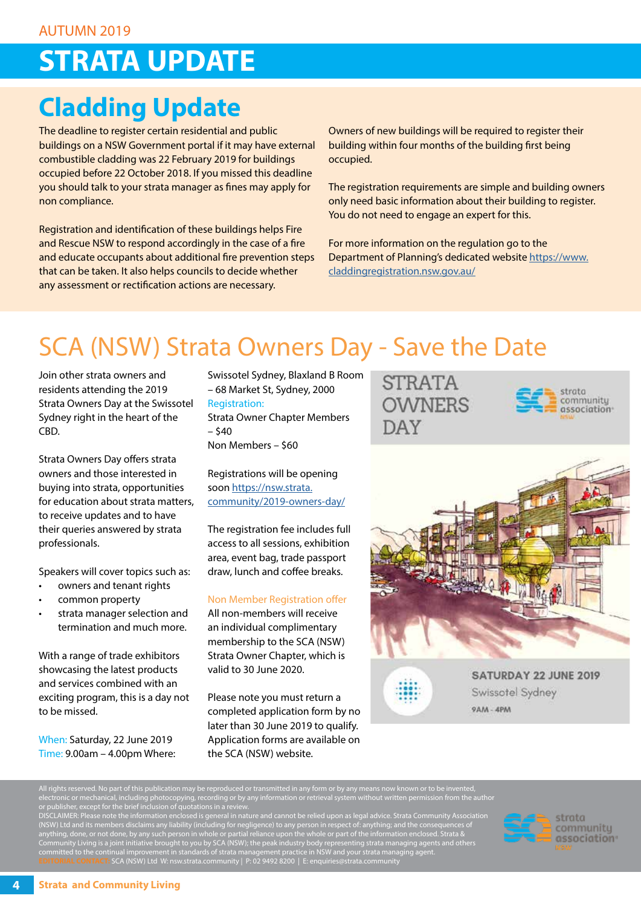AUTUMN 2019

# STRATA UPDATE

## Cladding Update

The deadline to register certain residential and public buildings on a NSW Government portal if it may have external combustible cladding was 22 February 2019 for buildings occupied before 22 October 2018. If you missed this deadline you should talk to your strata manager as fines may apply for non compliance.

Registration and identification of these buildings helps Fire and Rescue NSW to respond accordingly in the case of a fire and educate occupants about additional fire prevention steps that can be taken. It also helps councils to decide whether any assessment or rectification actions are necessary.

Owners of new buildings will be required to register their building within four months of the building first being occupied.

The registration requirements are simple and building owners only need basic information about their building to register. You do not need to engage an expert for this.

For more information on the regulation go to the Department of Planning's dedicated website https://www.claddingregistration.nsw.gov.au/

## SCA (NSW) Strata Owners Day - Save the Date

Join other strata owners and residents attending the 2019 Strata Owners Day at the Swissotel Sydney right in the heart of the CBD.

Strata Owners Day offers strata owners and those interested in buying into strata, opportunities for education about strata matters, to receive updates and to have their queries answered by strata professionals.

Speakers will cover topics such as:

- owners and tenant rights
- common property
- strata manager selection and termination and much more.

With a range of trade exhibitors showcasing the latest products and services combined with an exciting program, this is a day not to be missed.

When: Saturday, 22 June 2019
Time: 9.00am – 4.00pm Where: Swissotel Sydney, Blaxland B Room – 68 Market St, Sydney, 2000

Registration:
Strata Owner Chapter Members – $40
Non Members – $60

Registrations will be opening soon https://nsw.strata.community/2019-owners-day/

The registration fee includes full access to all sessions, exhibition area, event bag, trade passport draw, lunch and coffee breaks.

Non Member Registration offer
All non-members will receive an individual complimentary membership to the SCA (NSW) Strata Owner Chapter, which is valid to 30 June 2020.

Please note you must return a completed application form by no later than 30 June 2019 to qualify. Application forms are available on the SCA (NSW) website.

STRATA OWNERS DAY

strata community association NSW

SATURDAY 22 JUNE 2019
Swissotel Sydney
9AM - 4PM

All rights reserved. No part of this publication may be reproduced or transmitted in any form or by any means now known or to be invented, electronic or mechanical, including photocopying, recording or by any information or retrieval system without written permission from the author or publisher, except for the brief inclusion of quotations in a review.
DISCLAIMER: Please note the information enclosed is general in nature and cannot be relied upon as legal advice. Strata Community Association (NSW) Ltd and its members disclaims any liability (including for negligence) to any person in respect of: anything; and the consequences of anything, done, or not done, by any such person in whole or partial reliance upon the whole or part of the information enclosed. Strata & Community Living is a joint initiative brought to you by SCA (NSW); the peak industry body representing strata managing agents and others committed to the continual improvement in standards of strata management practice in NSW and your strata managing agent.
EDITORIAL CONTACT SCA (NSW) Ltd W: nsw.strata.community | P: 02 9492 8200 | E: enquiries@strata.community